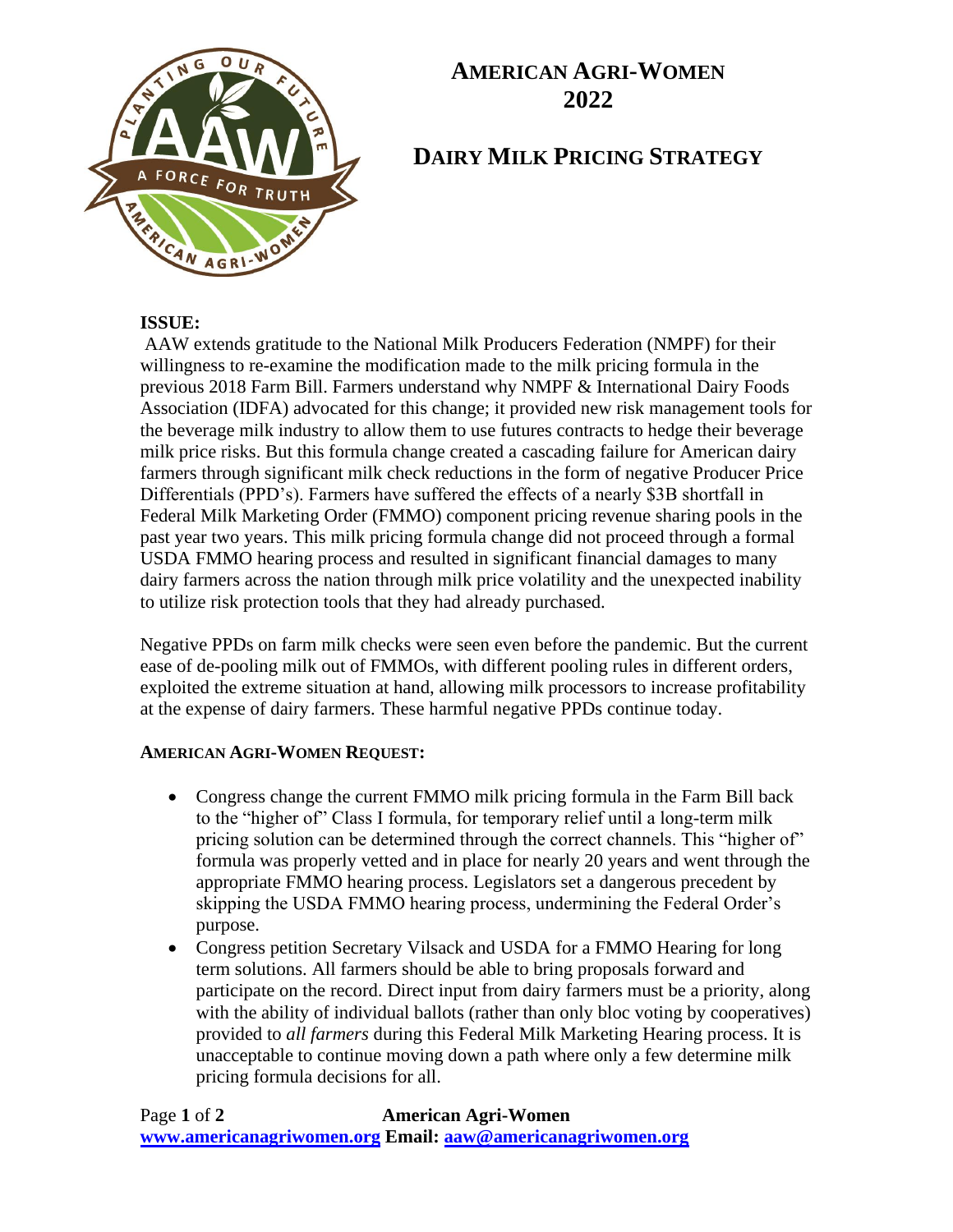# AMERICAN AGRI-WOMEN 2022

## DAIRY MILK PRICING STRATEGY

**ISSUE:**

AAW extends gratitude to the National Milk Producers Federation (NMPF) for their willingness to re-examine the modification made to the milk pricing formula in the previous 2018 Farm Bill. Farmers understand why NMPF & International Dairy Foods Association (IDFA) advocated for this change; it provided new risk management tools for the beverage milk industry to allow them to use futures contracts to hedge their beverage milk price risks. But this formula change created a cascading failure for American dairy farmers through significant milk check reductions in the form of negative Producer Price Differentials (PPD's). Farmers have suffered the effects of a nearly $3B shortfall in Federal Milk Marketing Order (FMMO) component pricing revenue sharing pools in the past year two years. This milk pricing formula change did not proceed through a formal USDA FMMO hearing process and resulted in significant financial damages to many dairy farmers across the nation through milk price volatility and the unexpected inability to utilize risk protection tools that they had already purchased.

Negative PPDs on farm milk checks were seen even before the pandemic. But the current ease of de-pooling milk out of FMMOs, with different pooling rules in different orders, exploited the extreme situation at hand, allowing milk processors to increase profitability at the expense of dairy farmers. These harmful negative PPDs continue today.

**AMERICAN AGRI-WOMEN REQUEST:**

- Congress change the current FMMO milk pricing formula in the Farm Bill back to the "higher of" Class I formula, for temporary relief until a long-term milk pricing solution can be determined through the correct channels. This "higher of" formula was properly vetted and in place for nearly 20 years and went through the appropriate FMMO hearing process. Legislators set a dangerous precedent by skipping the USDA FMMO hearing process, undermining the Federal Order's purpose.
- Congress petition Secretary Vilsack and USDA for a FMMO Hearing for long term solutions. All farmers should be able to bring proposals forward and participate on the record. Direct input from dairy farmers must be a priority, along with the ability of individual ballots (rather than only bloc voting by cooperatives) provided to *all farmers* during this Federal Milk Marketing Hearing process. It is unacceptable to continue moving down a path where only a few determine milk pricing formula decisions for all.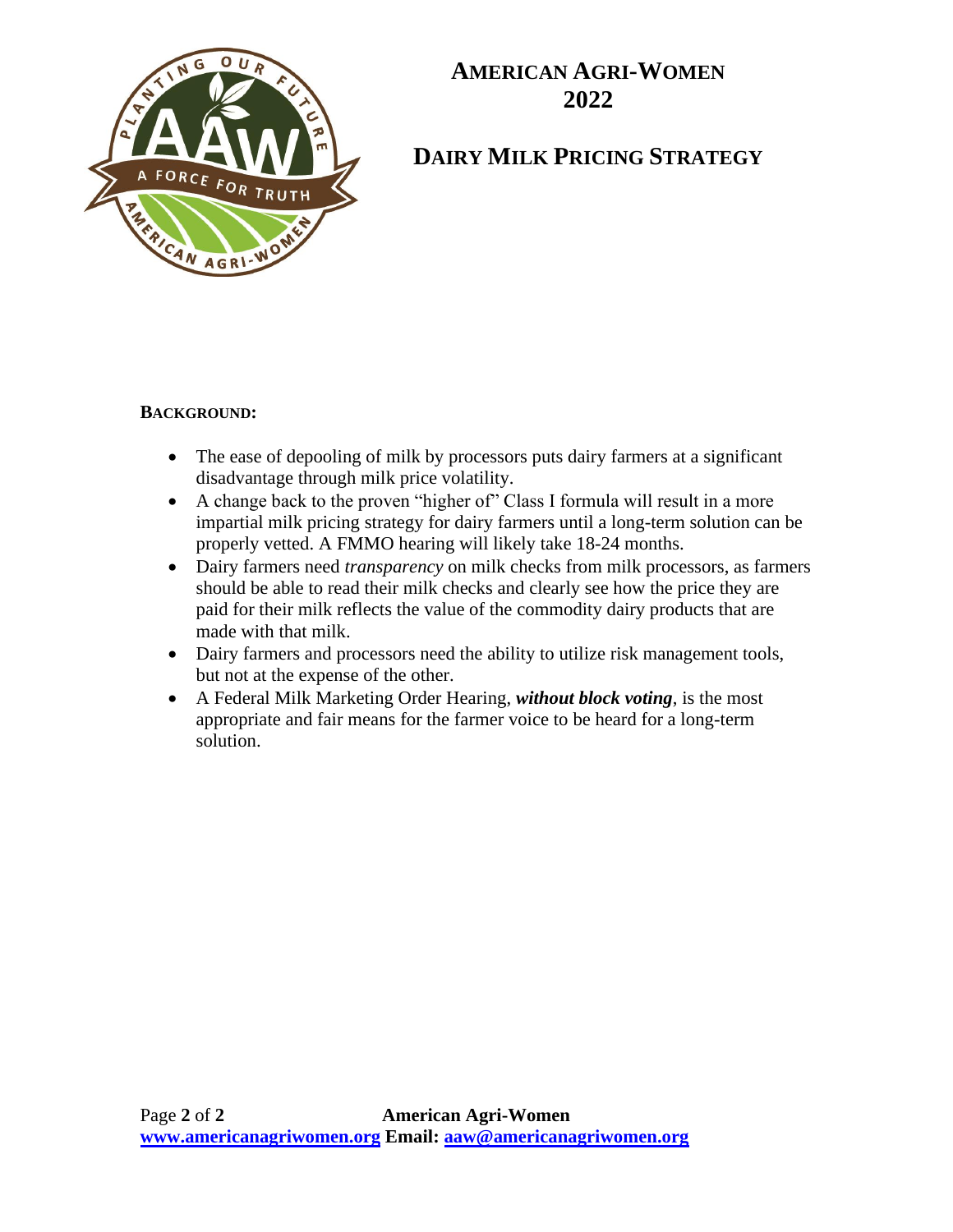# AMERICAN AGRI-WOMEN 2022

## DAIRY MILK PRICING STRATEGY

**BACKGROUND:**

- The ease of depooling of milk by processors puts dairy farmers at a significant disadvantage through milk price volatility.
- A change back to the proven "higher of" Class I formula will result in a more impartial milk pricing strategy for dairy farmers until a long-term solution can be properly vetted. A FMMO hearing will likely take 18-24 months.
- Dairy farmers need *transparency* on milk checks from milk processors, as farmers should be able to read their milk checks and clearly see how the price they are paid for their milk reflects the value of the commodity dairy products that are made with that milk.
- Dairy farmers and processors need the ability to utilize risk management tools, but not at the expense of the other.
- A Federal Milk Marketing Order Hearing, ***without block voting***, is the most appropriate and fair means for the farmer voice to be heard for a long-term solution.